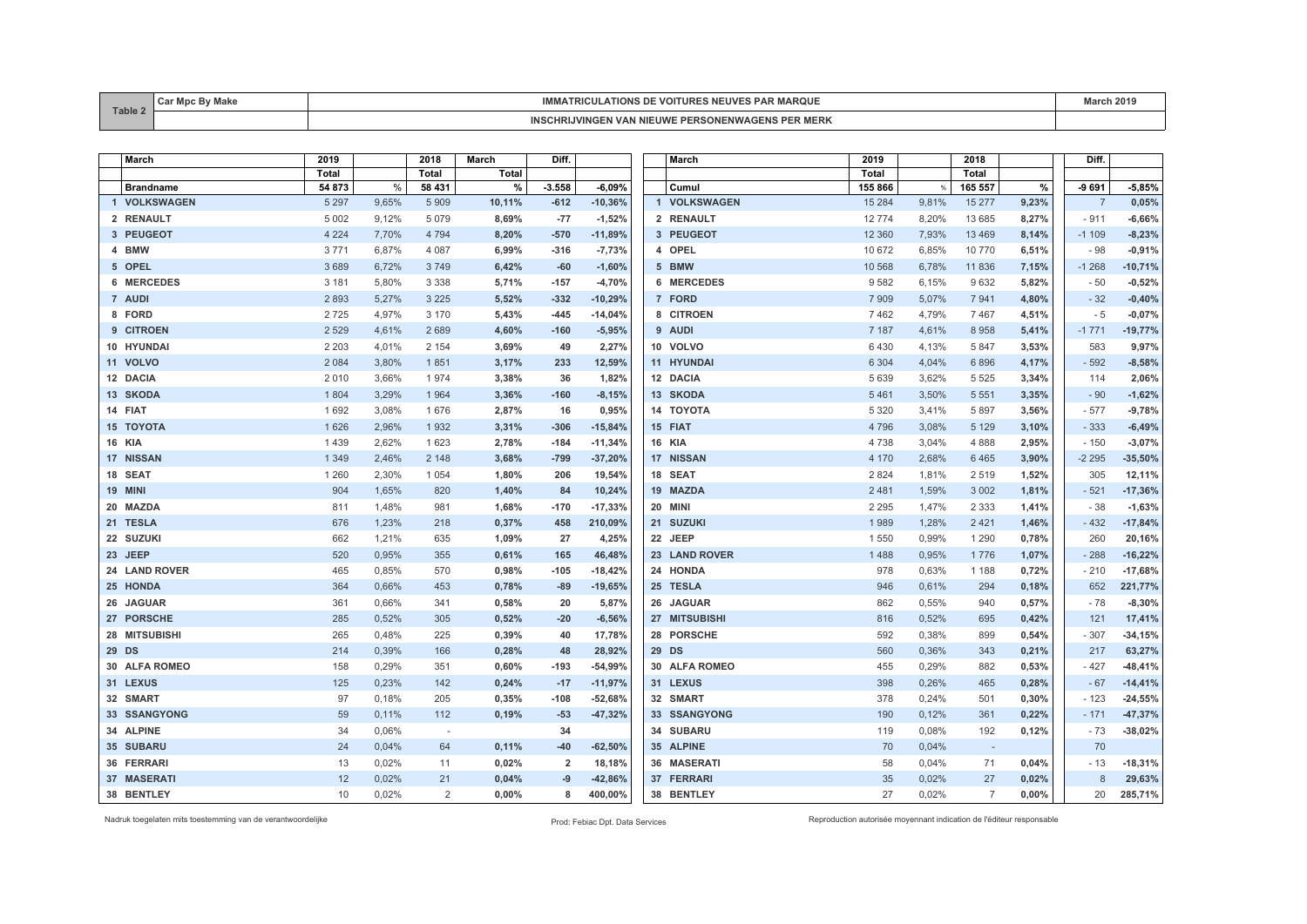| Table 2 | Car Mpc By Make | IMMATRICULATIONS DE VOITURES NEUVES PAR MARQUE | March 2019 |
|---|---|---|---|
| | | INSCHRIJVINGEN VAN NIEUWE PERSONENWAGENS PER MERK | |

| | March | 2019 | | 2018 | March | Diff. | |
|---|---|---|---|---|---|---|---|
| | | Total | | Total | Total | | |
| | Brandname | 54 873 | % | 58 431 | % | -3.558 | -6,09% |
| 1 | VOLKSWAGEN | 5 297 | 9,65% | 5 909 | 10,11% | -612 | -10,36% |
| 2 | RENAULT | 5 002 | 9,12% | 5 079 | 8,69% | -77 | -1,52% |
| 3 | PEUGEOT | 4 224 | 7,70% | 4 794 | 8,20% | -570 | -11,89% |
| 4 | BMW | 3 771 | 6,87% | 4 087 | 6,99% | -316 | -7,73% |
| 5 | OPEL | 3 689 | 6,72% | 3 749 | 6,42% | -60 | -1,60% |
| 6 | MERCEDES | 3 181 | 5,80% | 3 338 | 5,71% | -157 | -4,70% |
| 7 | AUDI | 2 893 | 5,27% | 3 225 | 5,52% | -332 | -10,29% |
| 8 | FORD | 2 725 | 4,97% | 3 170 | 5,43% | -445 | -14,04% |
| 9 | CITROEN | 2 529 | 4,61% | 2 689 | 4,60% | -160 | -5,95% |
| 10 | HYUNDAI | 2 203 | 4,01% | 2 154 | 3,69% | 49 | 2,27% |
| 11 | VOLVO | 2 084 | 3,80% | 1 851 | 3,17% | 233 | 12,59% |
| 12 | DACIA | 2 010 | 3,66% | 1 974 | 3,38% | 36 | 1,82% |
| 13 | SKODA | 1 804 | 3,29% | 1 964 | 3,36% | -160 | -8,15% |
| 14 | FIAT | 1 692 | 3,08% | 1 676 | 2,87% | 16 | 0,95% |
| 15 | TOYOTA | 1 626 | 2,96% | 1 932 | 3,31% | -306 | -15,84% |
| 16 | KIA | 1 439 | 2,62% | 1 623 | 2,78% | -184 | -11,34% |
| 17 | NISSAN | 1 349 | 2,46% | 2 148 | 3,68% | -799 | -37,20% |
| 18 | SEAT | 1 260 | 2,30% | 1 054 | 1,80% | 206 | 19,54% |
| 19 | MINI | 904 | 1,65% | 820 | 1,40% | 84 | 10,24% |
| 20 | MAZDA | 811 | 1,48% | 981 | 1,68% | -170 | -17,33% |
| 21 | TESLA | 676 | 1,23% | 218 | 0,37% | 458 | 210,09% |
| 22 | SUZUKI | 662 | 1,21% | 635 | 1,09% | 27 | 4,25% |
| 23 | JEEP | 520 | 0,95% | 355 | 0,61% | 165 | 46,48% |
| 24 | LAND ROVER | 465 | 0,85% | 570 | 0,98% | -105 | -18,42% |
| 25 | HONDA | 364 | 0,66% | 453 | 0,78% | -89 | -19,65% |
| 26 | JAGUAR | 361 | 0,66% | 341 | 0,58% | 20 | 5,87% |
| 27 | PORSCHE | 285 | 0,52% | 305 | 0,52% | -20 | -6,56% |
| 28 | MITSUBISHI | 265 | 0,48% | 225 | 0,39% | 40 | 17,78% |
| 29 | DS | 214 | 0,39% | 166 | 0,28% | 48 | 28,92% |
| 30 | ALFA ROMEO | 158 | 0,29% | 351 | 0,60% | -193 | -54,99% |
| 31 | LEXUS | 125 | 0,23% | 142 | 0,24% | -17 | -11,97% |
| 32 | SMART | 97 | 0,18% | 205 | 0,35% | -108 | -52,68% |
| 33 | SSANGYONG | 59 | 0,11% | 112 | 0,19% | -53 | -47,32% |
| 34 | ALPINE | 34 | 0,06% | - | | 34 | |
| 35 | SUBARU | 24 | 0,04% | 64 | 0,11% | -40 | -62,50% |
| 36 | FERRARI | 13 | 0,02% | 11 | 0,02% | 2 | 18,18% |
| 37 | MASERATI | 12 | 0,02% | 21 | 0,04% | -9 | -42,86% |
| 38 | BENTLEY | 10 | 0,02% | 2 | 0,00% | 8 | 400,00% |

| | March | 2019 | | 2018 | | Diff. | |
|---|---|---|---|---|---|---|---|
| | | Total | | Total | | | |
| | Cumul | 155 866 | % | 165 557 | % | -9 691 | -5,85% |
| 1 | VOLKSWAGEN | 15 284 | 9,81% | 15 277 | 9,23% | 7 | 0,05% |
| 2 | RENAULT | 12 774 | 8,20% | 13 685 | 8,27% | - 911 | -6,66% |
| 3 | PEUGEOT | 12 360 | 7,93% | 13 469 | 8,14% | -1 109 | -8,23% |
| 4 | OPEL | 10 672 | 6,85% | 10 770 | 6,51% | - 98 | -0,91% |
| 5 | BMW | 10 568 | 6,78% | 11 836 | 7,15% | -1 268 | -10,71% |
| 6 | MERCEDES | 9 582 | 6,15% | 9 632 | 5,82% | - 50 | -0,52% |
| 7 | FORD | 7 909 | 5,07% | 7 941 | 4,80% | - 32 | -0,40% |
| 8 | CITROEN | 7 462 | 4,79% | 7 467 | 4,51% | - 5 | -0,07% |
| 9 | AUDI | 7 187 | 4,61% | 8 958 | 5,41% | -1 771 | -19,77% |
| 10 | VOLVO | 6 430 | 4,13% | 5 847 | 3,53% | 583 | 9,97% |
| 11 | HYUNDAI | 6 304 | 4,04% | 6 896 | 4,17% | - 592 | -8,58% |
| 12 | DACIA | 5 639 | 3,62% | 5 525 | 3,34% | 114 | 2,06% |
| 13 | SKODA | 5 461 | 3,50% | 5 551 | 3,35% | - 90 | -1,62% |
| 14 | TOYOTA | 5 320 | 3,41% | 5 897 | 3,56% | - 577 | -9,78% |
| 15 | FIAT | 4 796 | 3,08% | 5 129 | 3,10% | - 333 | -6,49% |
| 16 | KIA | 4 738 | 3,04% | 4 888 | 2,95% | - 150 | -3,07% |
| 17 | NISSAN | 4 170 | 2,68% | 6 465 | 3,90% | -2 295 | -35,50% |
| 18 | SEAT | 2 824 | 1,81% | 2 519 | 1,52% | 305 | 12,11% |
| 19 | MAZDA | 2 481 | 1,59% | 3 002 | 1,81% | - 521 | -17,36% |
| 20 | MINI | 2 295 | 1,47% | 2 333 | 1,41% | - 38 | -1,63% |
| 21 | SUZUKI | 1 989 | 1,28% | 2 421 | 1,46% | - 432 | -17,84% |
| 22 | JEEP | 1 550 | 0,99% | 1 290 | 0,78% | 260 | 20,16% |
| 23 | LAND ROVER | 1 488 | 0,95% | 1 776 | 1,07% | - 288 | -16,22% |
| 24 | HONDA | 978 | 0,63% | 1 188 | 0,72% | - 210 | -17,68% |
| 25 | TESLA | 946 | 0,61% | 294 | 0,18% | 652 | 221,77% |
| 26 | JAGUAR | 862 | 0,55% | 940 | 0,57% | - 78 | -8,30% |
| 27 | MITSUBISHI | 816 | 0,52% | 695 | 0,42% | 121 | 17,41% |
| 28 | PORSCHE | 592 | 0,38% | 899 | 0,54% | - 307 | -34,15% |
| 29 | DS | 560 | 0,36% | 343 | 0,21% | 217 | 63,27% |
| 30 | ALFA ROMEO | 455 | 0,29% | 882 | 0,53% | - 427 | -48,41% |
| 31 | LEXUS | 398 | 0,26% | 465 | 0,28% | - 67 | -14,41% |
| 32 | SMART | 378 | 0,24% | 501 | 0,30% | - 123 | -24,55% |
| 33 | SSANGYONG | 190 | 0,12% | 361 | 0,22% | - 171 | -47,37% |
| 34 | SUBARU | 119 | 0,08% | 192 | 0,12% | - 73 | -38,02% |
| 35 | ALPINE | 70 | 0,04% | - | | 70 | |
| 36 | MASERATI | 58 | 0,04% | 71 | 0,04% | - 13 | -18,31% |
| 37 | FERRARI | 35 | 0,02% | 27 | 0,02% | 8 | 29,63% |
| 38 | BENTLEY | 27 | 0,02% | 7 | 0,00% | 20 | 285,71% |

Nadruk toegelaten mits toestemming van de verantwoordelijke

Prod: Febiac Dpt. Data Services

Reproduction autorisée moyennant indication de l'éditeur responsable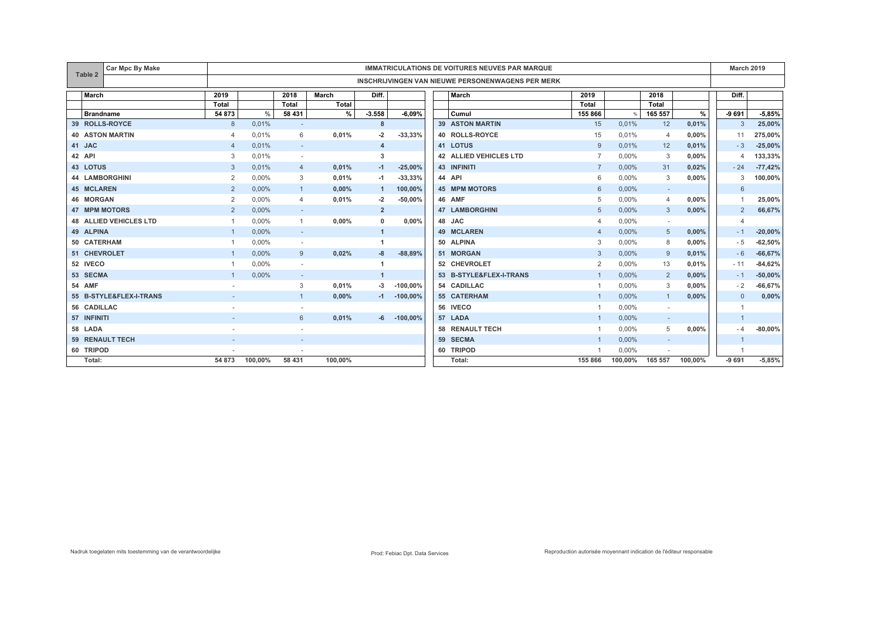| Table 2 | Car Mpc By Make | IMMATRICULATIONS DE VOITURES NEUVES PAR MARQUE | March 2019 |
|---|---|---|---|
| | | INSCHRIJVINGEN VAN NIEUWE PERSONENWAGENS PER MERK | |

| | March | 2019 | | 2018 | March | Diff. | |
|---|---|---|---|---|---|---|---|
| | | Total | | Total | Total | | |
| | Brandname | 54 873 | % | 58 431 | % | -3.558 | -6,09% |
| 39 | ROLLS-ROYCE | 8 | 0,01% | - | | 8 | |
| 40 | ASTON MARTIN | 4 | 0,01% | 6 | 0,01% | -2 | -33,33% |
| 41 | JAC | 4 | 0,01% | - | | 4 | |
| 42 | API | 3 | 0,01% | - | | 3 | |
| 43 | LOTUS | 3 | 0,01% | 4 | 0,01% | -1 | -25,00% |
| 44 | LAMBORGHINI | 2 | 0,00% | 3 | 0,01% | -1 | -33,33% |
| 45 | MCLAREN | 2 | 0,00% | 1 | 0,00% | 1 | 100,00% |
| 46 | MORGAN | 2 | 0,00% | 4 | 0,01% | -2 | -50,00% |
| 47 | MPM MOTORS | 2 | 0,00% | - | | 2 | |
| 48 | ALLIED VEHICLES LTD | 1 | 0,00% | 1 | 0,00% | 0 | 0,00% |
| 49 | ALPINA | 1 | 0,00% | - | | 1 | |
| 50 | CATERHAM | 1 | 0,00% | - | | 1 | |
| 51 | CHEVROLET | 1 | 0,00% | 9 | 0,02% | -8 | -88,89% |
| 52 | IVECO | 1 | 0,00% | - | | 1 | |
| 53 | SECMA | 1 | 0,00% | - | | 1 | |
| 54 | AMF | - | | 3 | 0,01% | -3 | -100,00% |
| 55 | B-STYLE&FLEX-I-TRANS | - | | 1 | 0,00% | -1 | -100,00% |
| 56 | CADILLAC | - | | - | | | |
| 57 | INFINITI | - | | 6 | 0,01% | -6 | -100,00% |
| 58 | LADA | - | | - | | | |
| 59 | RENAULT TECH | - | | - | | | |
| 60 | TRIPOD | - | | - | | | |
| | Total: | 54 873 | 100,00% | 58 431 | 100,00% | | |

| | March | 2019 | | 2018 | | Diff. | |
|---|---|---|---|---|---|---|---|
| | | Total | | Total | | | |
| | Cumul | 155 866 | % | 165 557 | % | -9 691 | -5,85% |
| 39 | ASTON MARTIN | 15 | 0,01% | 12 | 0,01% | 3 | 25,00% |
| 40 | ROLLS-ROYCE | 15 | 0,01% | 4 | 0,00% | 11 | 275,00% |
| 41 | LOTUS | 9 | 0,01% | 12 | 0,01% | - 3 | -25,00% |
| 42 | ALLIED VEHICLES LTD | 7 | 0,00% | 3 | 0,00% | 4 | 133,33% |
| 43 | INFINITI | 7 | 0,00% | 31 | 0,02% | - 24 | -77,42% |
| 44 | API | 6 | 0,00% | 3 | 0,00% | 3 | 100,00% |
| 45 | MPM MOTORS | 6 | 0,00% | - | | 6 | |
| 46 | AMF | 5 | 0,00% | 4 | 0,00% | 1 | 25,00% |
| 47 | LAMBORGHINI | 5 | 0,00% | 3 | 0,00% | 2 | 66,67% |
| 48 | JAC | 4 | 0,00% | - | | 4 | |
| 49 | MCLAREN | 4 | 0,00% | 5 | 0,00% | - 1 | -20,00% |
| 50 | ALPINA | 3 | 0,00% | 8 | 0,00% | - 5 | -62,50% |
| 51 | MORGAN | 3 | 0,00% | 9 | 0,01% | - 6 | -66,67% |
| 52 | CHEVROLET | 2 | 0,00% | 13 | 0,01% | - 11 | -84,62% |
| 53 | B-STYLE&FLEX-I-TRANS | 1 | 0,00% | 2 | 0,00% | - 1 | -50,00% |
| 54 | CADILLAC | 1 | 0,00% | 3 | 0,00% | - 2 | -66,67% |
| 55 | CATERHAM | 1 | 0,00% | 1 | 0,00% | 0 | 0,00% |
| 56 | IVECO | 1 | 0,00% | - | | 1 | |
| 57 | LADA | 1 | 0,00% | - | | 1 | |
| 58 | RENAULT TECH | 1 | 0,00% | 5 | 0,00% | - 4 | -80,00% |
| 59 | SECMA | 1 | 0,00% | - | | 1 | |
| 60 | TRIPOD | 1 | 0,00% | - | | 1 | |
| | Total: | 155 866 | 100,00% | 165 557 | 100,00% | -9 691 | -5,85% |

Nadruk toegelaten mits toestemming van de verantwoordelijke

Prod: Febiac Dpt. Data Services

Reproduction autorisée moyennant indication de l'éditeur responsable